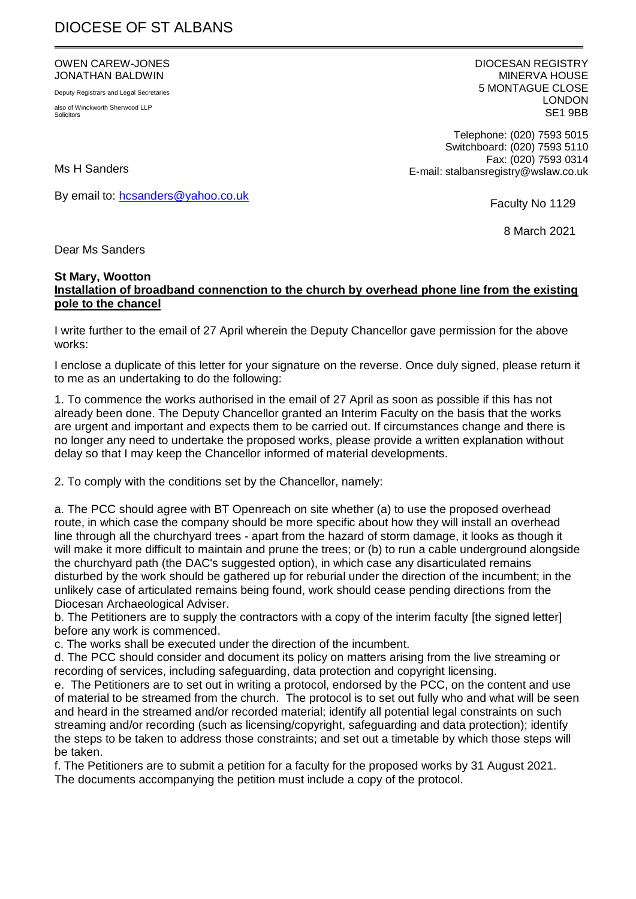# DIOCESE OF ST ALBANS

OWEN CAREW-JONES
JONATHAN BALDWIN

Deputy Registrars and Legal Secretaries

also of Winckworth Sherwood LLP
Solicitors

DIOCESAN REGISTRY
MINERVA HOUSE
5 MONTAGUE CLOSE
LONDON
SE1 9BB

Telephone: (020) 7593 5015
Switchboard: (020) 7593 5110
Fax: (020) 7593 0314
E-mail: stalbansregistry@wslaw.co.uk

Ms H Sanders

By email to: [hcsanders@yahoo.co.uk](mailto:hcsanders@yahoo.co.uk)

Faculty No 1129

8 March 2021

Dear Ms Sanders

**St Mary, Wootton**
**<u>Installation of broadband connenction to the church by overhead phone line from the existing pole to the chancel</u>**

I write further to the email of 27 April wherein the Deputy Chancellor gave permission for the above works:

I enclose a duplicate of this letter for your signature on the reverse. Once duly signed, please return it to me as an undertaking to do the following:

1. To commence the works authorised in the email of 27 April as soon as possible if this has not already been done. The Deputy Chancellor granted an Interim Faculty on the basis that the works are urgent and important and expects them to be carried out. If circumstances change and there is no longer any need to undertake the proposed works, please provide a written explanation without delay so that I may keep the Chancellor informed of material developments.

2. To comply with the conditions set by the Chancellor, namely:

a. The PCC should agree with BT Openreach on site whether (a) to use the proposed overhead route, in which case the company should be more specific about how they will install an overhead line through all the churchyard trees - apart from the hazard of storm damage, it looks as though it will make it more difficult to maintain and prune the trees; or (b) to run a cable underground alongside the churchyard path (the DAC's suggested option), in which case any disarticulated remains disturbed by the work should be gathered up for reburial under the direction of the incumbent; in the unlikely case of articulated remains being found, work should cease pending directions from the Diocesan Archaeological Adviser.
b. The Petitioners are to supply the contractors with a copy of the interim faculty [the signed letter] before any work is commenced.
c. The works shall be executed under the direction of the incumbent.
d. The PCC should consider and document its policy on matters arising from the live streaming or recording of services, including safeguarding, data protection and copyright licensing.
e. The Petitioners are to set out in writing a protocol, endorsed by the PCC, on the content and use of material to be streamed from the church. The protocol is to set out fully who and what will be seen and heard in the streamed and/or recorded material; identify all potential legal constraints on such streaming and/or recording (such as licensing/copyright, safeguarding and data protection); identify the steps to be taken to address those constraints; and set out a timetable by which those steps will be taken.
f. The Petitioners are to submit a petition for a faculty for the proposed works by 31 August 2021. The documents accompanying the petition must include a copy of the protocol.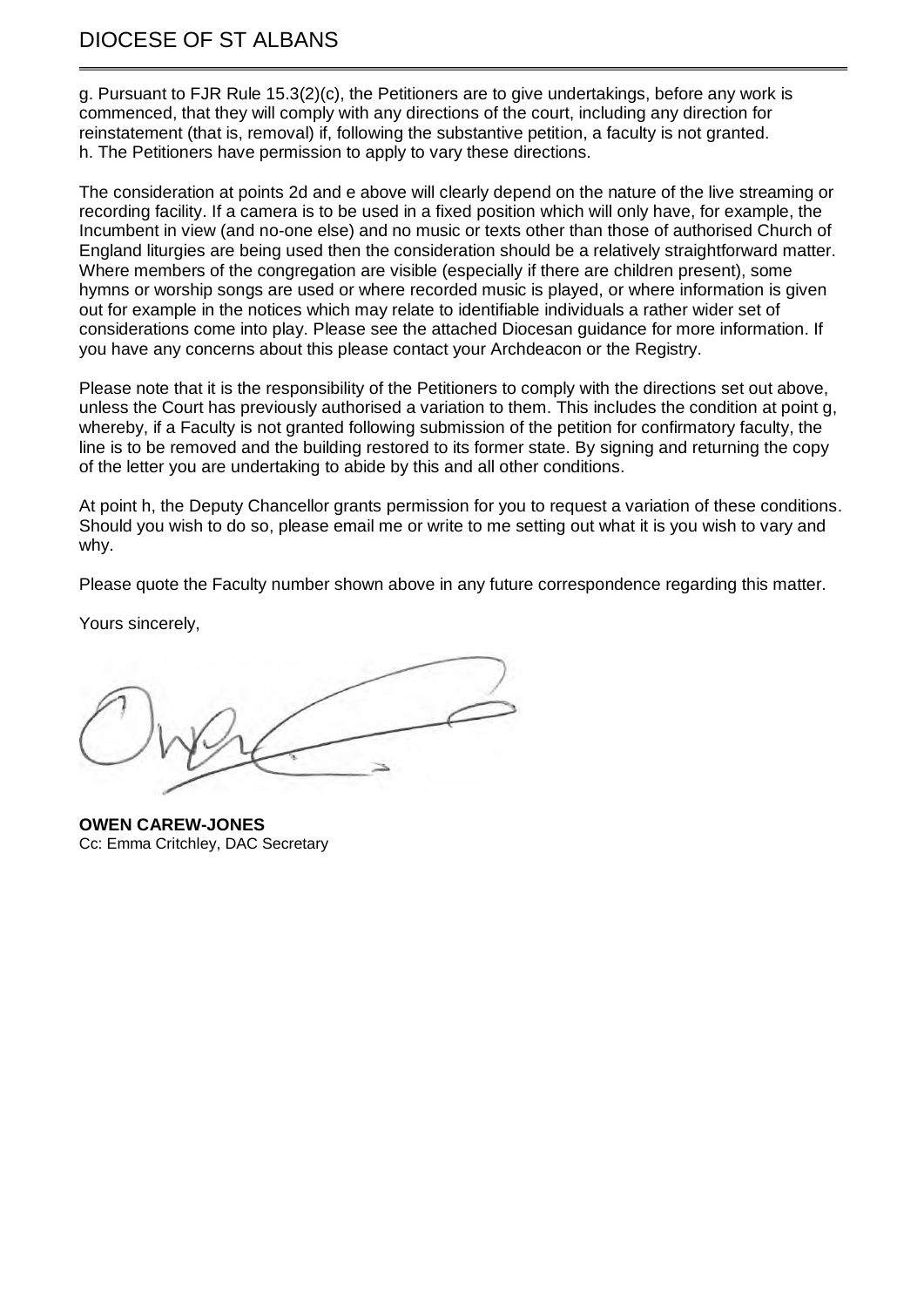g. Pursuant to FJR Rule 15.3(2)(c), the Petitioners are to give undertakings, before any work is commenced, that they will comply with any directions of the court, including any direction for reinstatement (that is, removal) if, following the substantive petition, a faculty is not granted.
h. The Petitioners have permission to apply to vary these directions.

The consideration at points 2d and e above will clearly depend on the nature of the live streaming or recording facility. If a camera is to be used in a fixed position which will only have, for example, the Incumbent in view (and no-one else) and no music or texts other than those of authorised Church of England liturgies are being used then the consideration should be a relatively straightforward matter. Where members of the congregation are visible (especially if there are children present), some hymns or worship songs are used or where recorded music is played, or where information is given out for example in the notices which may relate to identifiable individuals a rather wider set of considerations come into play. Please see the attached Diocesan guidance for more information. If you have any concerns about this please contact your Archdeacon or the Registry.

Please note that it is the responsibility of the Petitioners to comply with the directions set out above, unless the Court has previously authorised a variation to them. This includes the condition at point g, whereby, if a Faculty is not granted following submission of the petition for confirmatory faculty, the line is to be removed and the building restored to its former state. By signing and returning the copy of the letter you are undertaking to abide by this and all other conditions.

At point h, the Deputy Chancellor grants permission for you to request a variation of these conditions. Should you wish to do so, please email me or write to me setting out what it is you wish to vary and why.

Please quote the Faculty number shown above in any future correspondence regarding this matter.

Yours sincerely,

**OWEN CAREW-JONES**
Cc: Emma Critchley, DAC Secretary